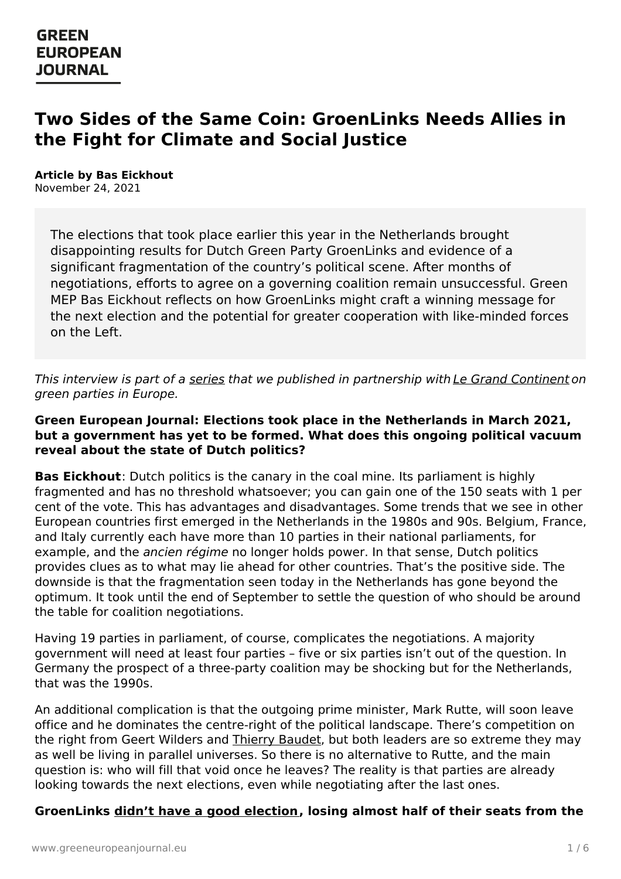GREEN EUROPEAN JOURNAL

# Two Sides of the Same Coin: GroenLinks Needs Allies in the Fight for Climate and Social Justice

**Article by Bas Eickhout**
November 24, 2021

> The elections that took place earlier this year in the Netherlands brought disappointing results for Dutch Green Party GroenLinks and evidence of a significant fragmentation of the country's political scene. After months of negotiations, efforts to agree on a governing coalition remain unsuccessful. Green MEP Bas Eickhout reflects on how GroenLinks might craft a winning message for the next election and the potential for greater cooperation with like-minded forces on the Left.

*This interview is part of a series that we published in partnership with Le Grand Continent on green parties in Europe.*

**Green European Journal: Elections took place in the Netherlands in March 2021, but a government has yet to be formed. What does this ongoing political vacuum reveal about the state of Dutch politics?**

**Bas Eickhout**: Dutch politics is the canary in the coal mine. Its parliament is highly fragmented and has no threshold whatsoever; you can gain one of the 150 seats with 1 per cent of the vote. This has advantages and disadvantages. Some trends that we see in other European countries first emerged in the Netherlands in the 1980s and 90s. Belgium, France, and Italy currently each have more than 10 parties in their national parliaments, for example, and the *ancien régime* no longer holds power. In that sense, Dutch politics provides clues as to what may lie ahead for other countries. That's the positive side. The downside is that the fragmentation seen today in the Netherlands has gone beyond the optimum. It took until the end of September to settle the question of who should be around the table for coalition negotiations.

Having 19 parties in parliament, of course, complicates the negotiations. A majority government will need at least four parties – five or six parties isn't out of the question. In Germany the prospect of a three-party coalition may be shocking but for the Netherlands, that was the 1990s.

An additional complication is that the outgoing prime minister, Mark Rutte, will soon leave office and he dominates the centre-right of the political landscape. There's competition on the right from Geert Wilders and Thierry Baudet, but both leaders are so extreme they may as well be living in parallel universes. So there is no alternative to Rutte, and the main question is: who will fill that void once he leaves? The reality is that parties are already looking towards the next elections, even while negotiating after the last ones.

**GroenLinks didn't have a good election, losing almost half of their seats from the**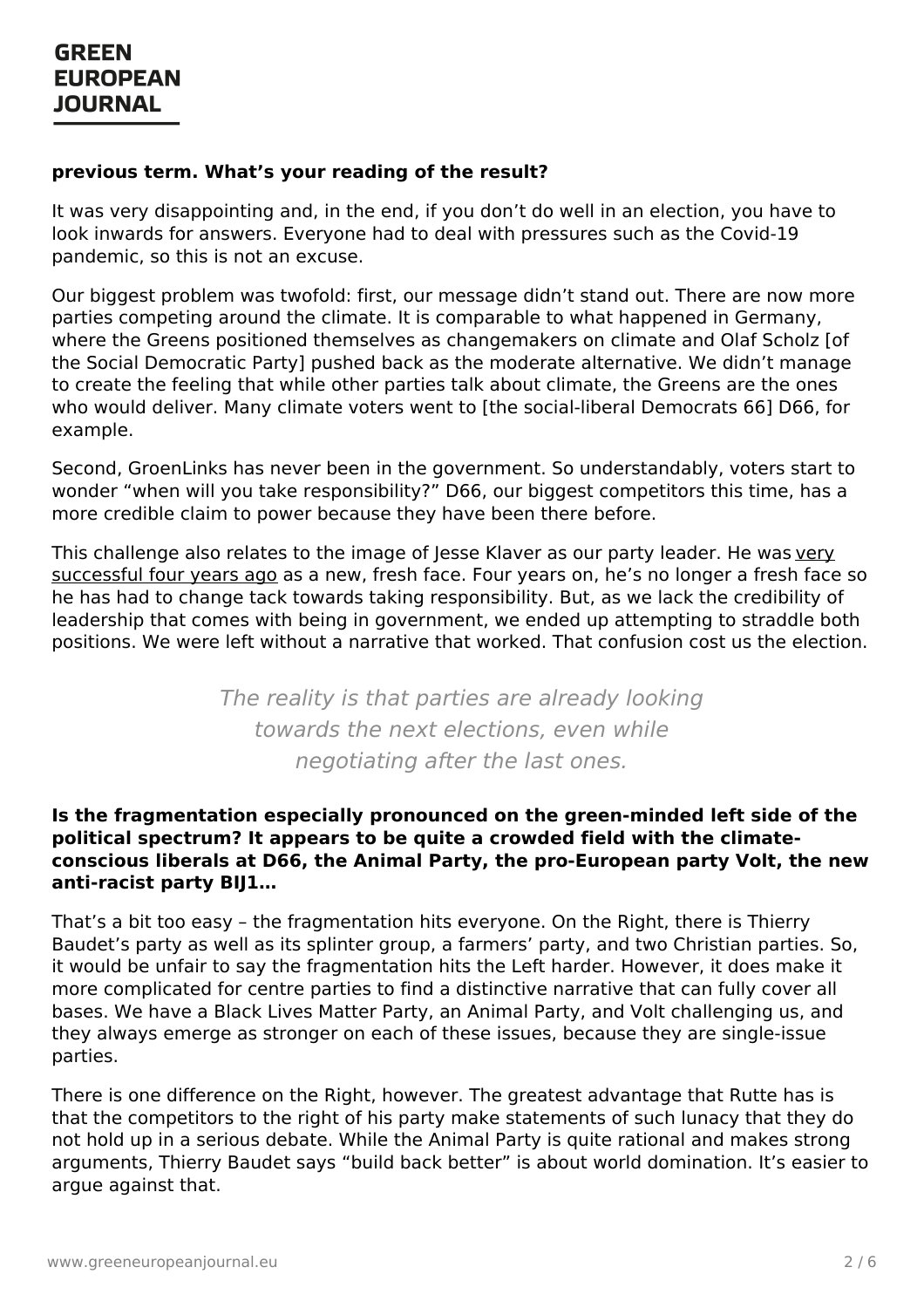**previous term. What's your reading of the result?**

It was very disappointing and, in the end, if you don't do well in an election, you have to look inwards for answers. Everyone had to deal with pressures such as the Covid-19 pandemic, so this is not an excuse.

Our biggest problem was twofold: first, our message didn't stand out. There are now more parties competing around the climate. It is comparable to what happened in Germany, where the Greens positioned themselves as changemakers on climate and Olaf Scholz [of the Social Democratic Party] pushed back as the moderate alternative. We didn't manage to create the feeling that while other parties talk about climate, the Greens are the ones who would deliver. Many climate voters went to [the social-liberal Democrats 66] D66, for example.

Second, GroenLinks has never been in the government. So understandably, voters start to wonder "when will you take responsibility?" D66, our biggest competitors this time, has a more credible claim to power because they have been there before.

This challenge also relates to the image of Jesse Klaver as our party leader. He was very successful four years ago as a new, fresh face. Four years on, he's no longer a fresh face so he has had to change tack towards taking responsibility. But, as we lack the credibility of leadership that comes with being in government, we ended up attempting to straddle both positions. We were left without a narrative that worked. That confusion cost us the election.

> *The reality is that parties are already looking towards the next elections, even while negotiating after the last ones.*

**Is the fragmentation especially pronounced on the green-minded left side of the political spectrum? It appears to be quite a crowded field with the climate-conscious liberals at D66, the Animal Party, the pro-European party Volt, the new anti-racist party BIJ1…**

That's a bit too easy – the fragmentation hits everyone. On the Right, there is Thierry Baudet's party as well as its splinter group, a farmers' party, and two Christian parties. So, it would be unfair to say the fragmentation hits the Left harder. However, it does make it more complicated for centre parties to find a distinctive narrative that can fully cover all bases. We have a Black Lives Matter Party, an Animal Party, and Volt challenging us, and they always emerge as stronger on each of these issues, because they are single-issue parties.

There is one difference on the Right, however. The greatest advantage that Rutte has is that the competitors to the right of his party make statements of such lunacy that they do not hold up in a serious debate. While the Animal Party is quite rational and makes strong arguments, Thierry Baudet says "build back better" is about world domination. It's easier to argue against that.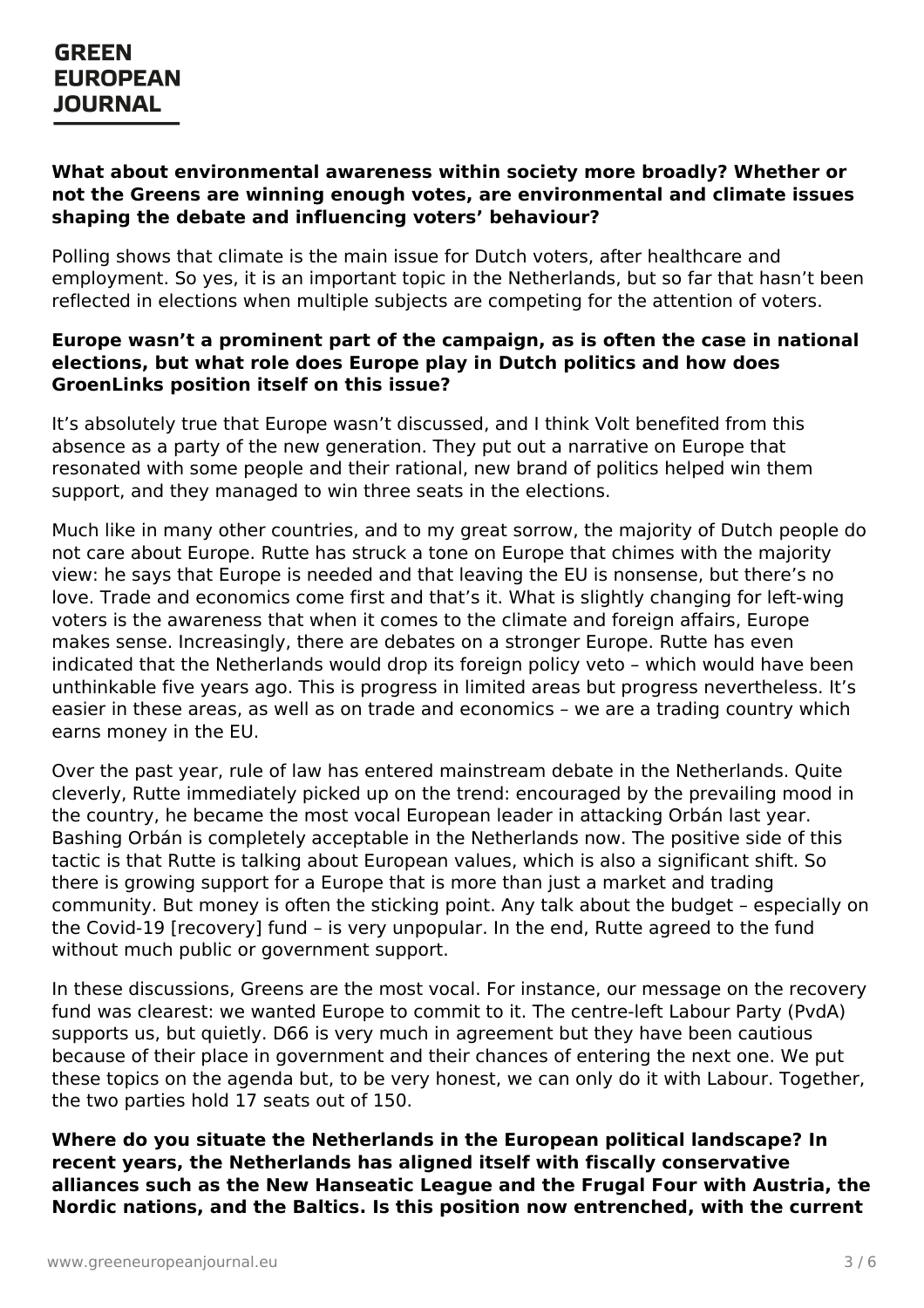**What about environmental awareness within society more broadly? Whether or not the Greens are winning enough votes, are environmental and climate issues shaping the debate and influencing voters' behaviour?**

Polling shows that climate is the main issue for Dutch voters, after healthcare and employment. So yes, it is an important topic in the Netherlands, but so far that hasn't been reflected in elections when multiple subjects are competing for the attention of voters.

**Europe wasn't a prominent part of the campaign, as is often the case in national elections, but what role does Europe play in Dutch politics and how does GroenLinks position itself on this issue?**

It's absolutely true that Europe wasn't discussed, and I think Volt benefited from this absence as a party of the new generation. They put out a narrative on Europe that resonated with some people and their rational, new brand of politics helped win them support, and they managed to win three seats in the elections.

Much like in many other countries, and to my great sorrow, the majority of Dutch people do not care about Europe. Rutte has struck a tone on Europe that chimes with the majority view: he says that Europe is needed and that leaving the EU is nonsense, but there's no love. Trade and economics come first and that's it. What is slightly changing for left-wing voters is the awareness that when it comes to the climate and foreign affairs, Europe makes sense. Increasingly, there are debates on a stronger Europe. Rutte has even indicated that the Netherlands would drop its foreign policy veto – which would have been unthinkable five years ago. This is progress in limited areas but progress nevertheless. It's easier in these areas, as well as on trade and economics – we are a trading country which earns money in the EU.

Over the past year, rule of law has entered mainstream debate in the Netherlands. Quite cleverly, Rutte immediately picked up on the trend: encouraged by the prevailing mood in the country, he became the most vocal European leader in attacking Orbán last year. Bashing Orbán is completely acceptable in the Netherlands now. The positive side of this tactic is that Rutte is talking about European values, which is also a significant shift. So there is growing support for a Europe that is more than just a market and trading community. But money is often the sticking point. Any talk about the budget – especially on the Covid-19 [recovery] fund – is very unpopular. In the end, Rutte agreed to the fund without much public or government support.

In these discussions, Greens are the most vocal. For instance, our message on the recovery fund was clearest: we wanted Europe to commit to it. The centre-left Labour Party (PvdA) supports us, but quietly. D66 is very much in agreement but they have been cautious because of their place in government and their chances of entering the next one. We put these topics on the agenda but, to be very honest, we can only do it with Labour. Together, the two parties hold 17 seats out of 150.

**Where do you situate the Netherlands in the European political landscape? In recent years, the Netherlands has aligned itself with fiscally conservative alliances such as the New Hanseatic League and the Frugal Four with Austria, the Nordic nations, and the Baltics. Is this position now entrenched, with the current**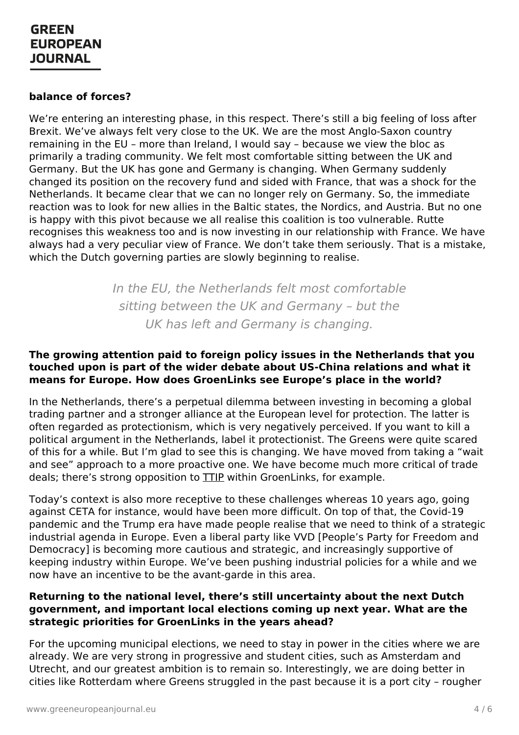**balance of forces?**

We're entering an interesting phase, in this respect. There's still a big feeling of loss after Brexit. We've always felt very close to the UK. We are the most Anglo-Saxon country remaining in the EU – more than Ireland, I would say – because we view the bloc as primarily a trading community. We felt most comfortable sitting between the UK and Germany. But the UK has gone and Germany is changing. When Germany suddenly changed its position on the recovery fund and sided with France, that was a shock for the Netherlands. It became clear that we can no longer rely on Germany. So, the immediate reaction was to look for new allies in the Baltic states, the Nordics, and Austria. But no one is happy with this pivot because we all realise this coalition is too vulnerable. Rutte recognises this weakness too and is now investing in our relationship with France. We have always had a very peculiar view of France. We don't take them seriously. That is a mistake, which the Dutch governing parties are slowly beginning to realise.

> *In the EU, the Netherlands felt most comfortable sitting between the UK and Germany – but the UK has left and Germany is changing.*

**The growing attention paid to foreign policy issues in the Netherlands that you touched upon is part of the wider debate about US-China relations and what it means for Europe. How does GroenLinks see Europe's place in the world?**

In the Netherlands, there's a perpetual dilemma between investing in becoming a global trading partner and a stronger alliance at the European level for protection. The latter is often regarded as protectionism, which is very negatively perceived. If you want to kill a political argument in the Netherlands, label it protectionist. The Greens were quite scared of this for a while. But I'm glad to see this is changing. We have moved from taking a "wait and see" approach to a more proactive one. We have become much more critical of trade deals; there's strong opposition to TTIP within GroenLinks, for example.

Today's context is also more receptive to these challenges whereas 10 years ago, going against CETA for instance, would have been more difficult. On top of that, the Covid-19 pandemic and the Trump era have made people realise that we need to think of a strategic industrial agenda in Europe. Even a liberal party like VVD [People's Party for Freedom and Democracy] is becoming more cautious and strategic, and increasingly supportive of keeping industry within Europe. We've been pushing industrial policies for a while and we now have an incentive to be the avant-garde in this area.

**Returning to the national level, there's still uncertainty about the next Dutch government, and important local elections coming up next year. What are the strategic priorities for GroenLinks in the years ahead?**

For the upcoming municipal elections, we need to stay in power in the cities where we are already. We are very strong in progressive and student cities, such as Amsterdam and Utrecht, and our greatest ambition is to remain so. Interestingly, we are doing better in cities like Rotterdam where Greens struggled in the past because it is a port city – rougher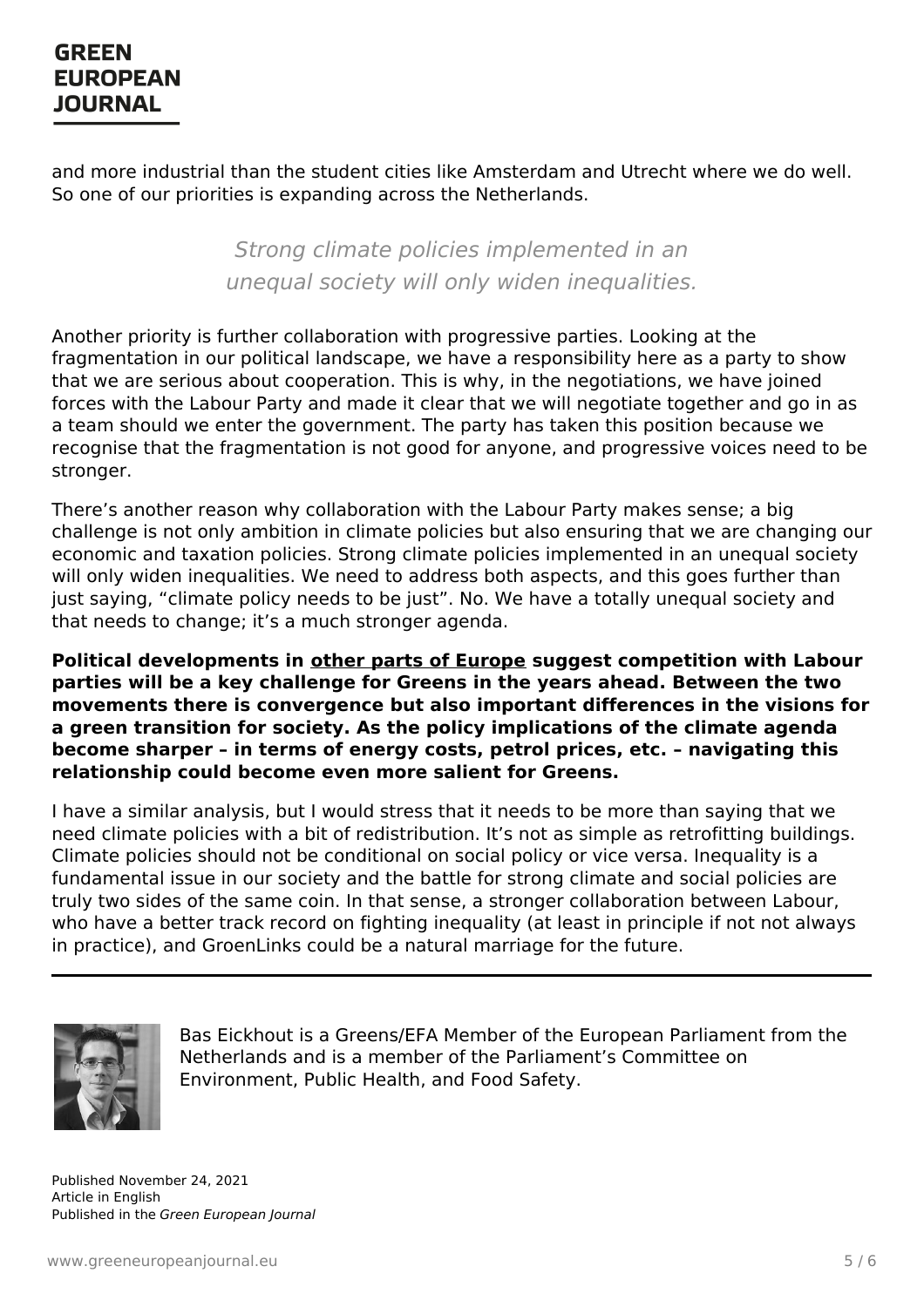and more industrial than the student cities like Amsterdam and Utrecht where we do well. So one of our priorities is expanding across the Netherlands.

> *Strong climate policies implemented in an unequal society will only widen inequalities.*

Another priority is further collaboration with progressive parties. Looking at the fragmentation in our political landscape, we have a responsibility here as a party to show that we are serious about cooperation. This is why, in the negotiations, we have joined forces with the Labour Party and made it clear that we will negotiate together and go in as a team should we enter the government. The party has taken this position because we recognise that the fragmentation is not good for anyone, and progressive voices need to be stronger.

There's another reason why collaboration with the Labour Party makes sense; a big challenge is not only ambition in climate policies but also ensuring that we are changing our economic and taxation policies. Strong climate policies implemented in an unequal society will only widen inequalities. We need to address both aspects, and this goes further than just saying, "climate policy needs to be just". No. We have a totally unequal society and that needs to change; it's a much stronger agenda.

**Political developments in other parts of Europe suggest competition with Labour parties will be a key challenge for Greens in the years ahead. Between the two movements there is convergence but also important differences in the visions for a green transition for society. As the policy implications of the climate agenda become sharper – in terms of energy costs, petrol prices, etc. – navigating this relationship could become even more salient for Greens.**

I have a similar analysis, but I would stress that it needs to be more than saying that we need climate policies with a bit of redistribution. It's not as simple as retrofitting buildings. Climate policies should not be conditional on social policy or vice versa. Inequality is a fundamental issue in our society and the battle for strong climate and social policies are truly two sides of the same coin. In that sense, a stronger collaboration between Labour, who have a better track record on fighting inequality (at least in principle if not not always in practice), and GroenLinks could be a natural marriage for the future.

---

Bas Eickhout is a Greens/EFA Member of the European Parliament from the Netherlands and is a member of the Parliament's Committee on Environment, Public Health, and Food Safety.

Published November 24, 2021
Article in English
Published in the *Green European Journal*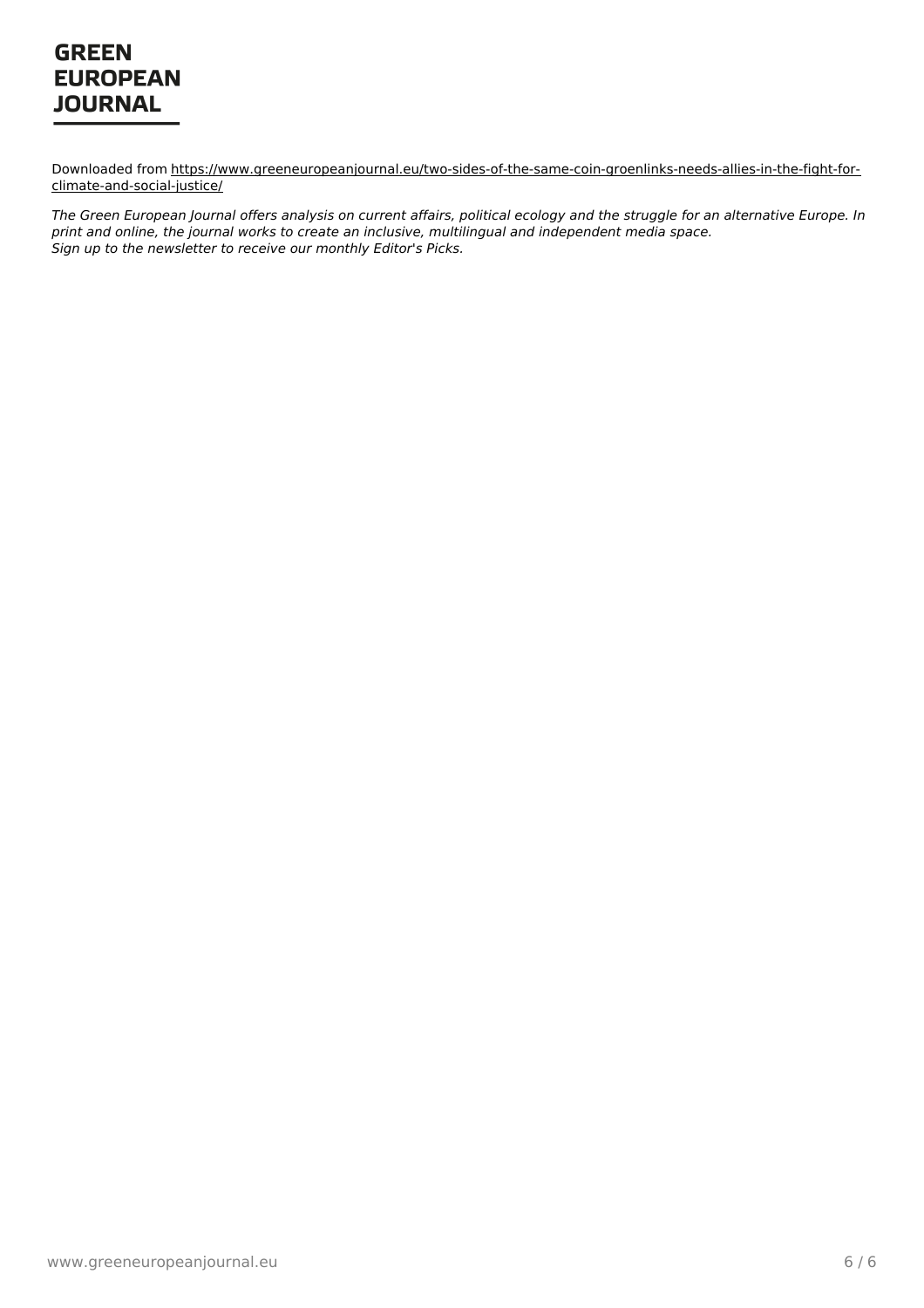Downloaded from [https://www.greeneuropeanjournal.eu/two-sides-of-the-same-coin-groenlinks-needs-allies-in-the-fight-for-climate-and-social-justice/](https://www.greeneuropeanjournal.eu/two-sides-of-the-same-coin-groenlinks-needs-allies-in-the-fight-for-climate-and-social-justice/)

*The Green European Journal offers analysis on current affairs, political ecology and the struggle for an alternative Europe. In print and online, the journal works to create an inclusive, multilingual and independent media space.*
*Sign up to the newsletter to receive our monthly Editor's Picks.*